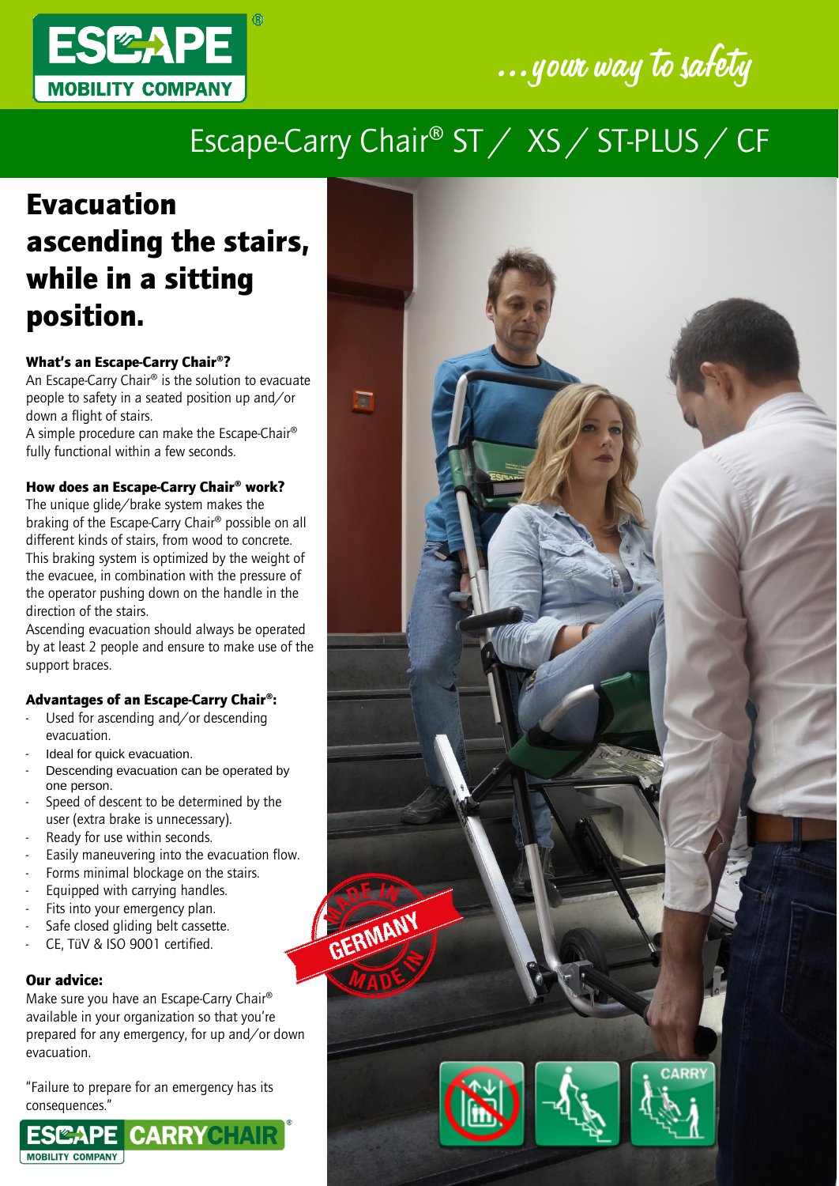ESCAPE MOBILITY COMPANY

...your way to safety

# Escape-Carry Chair® ST / XS / ST-PLUS / CF

## Evacuation ascending the stairs, while in a sitting position.

### What's an Escape-Carry Chair®?

An Escape-Carry Chair® is the solution to evacuate people to safety in a seated position up and/or down a flight of stairs.
A simple procedure can make the Escape-Chair® fully functional within a few seconds.

### How does an Escape-Carry Chair® work?

The unique glide/brake system makes the braking of the Escape-Carry Chair® possible on all different kinds of stairs, from wood to concrete. This braking system is optimized by the weight of the evacuee, in combination with the pressure of the operator pushing down on the handle in the direction of the stairs.
Ascending evacuation should always be operated by at least 2 people and ensure to make use of the support braces.

### Advantages of an Escape-Carry Chair®:

- Used for ascending and/or descending evacuation.
- Ideal for quick evacuation.
- Descending evacuation can be operated by one person.
- Speed of descent to be determined by the user (extra brake is unnecessary).
- Ready for use within seconds.
- Easily maneuvering into the evacuation flow.
- Forms minimal blockage on the stairs.
- Equipped with carrying handles.
- Fits into your emergency plan.
- Safe closed gliding belt cassette.
- CE, TüV & ISO 9001 certified.

MADE IN GERMANY MADE IN

### Our advice:

Make sure you have an Escape-Carry Chair® available in your organization so that you're prepared for any emergency, for up and/or down evacuation.

"Failure to prepare for an emergency has its consequences."

ESCAPE CARRYCHAIR® MOBILITY COMPANY

CARRY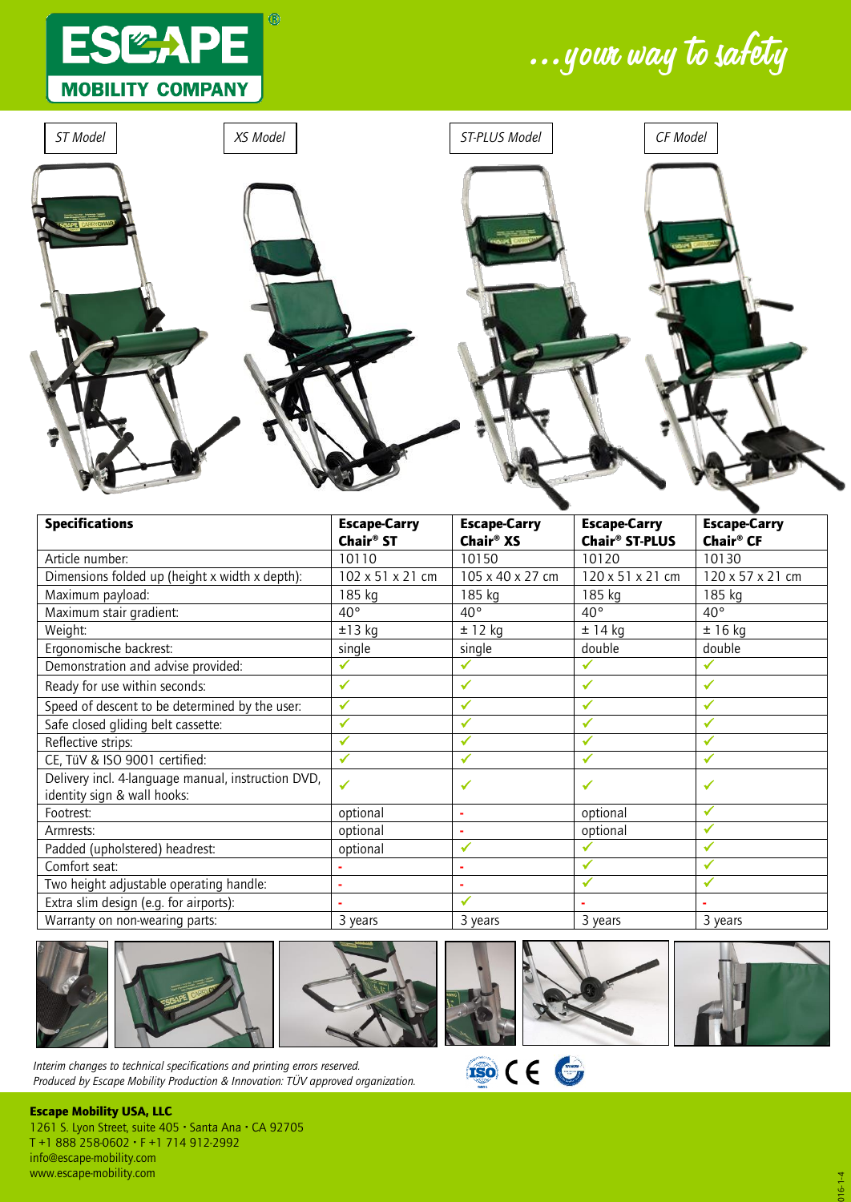ESCAPE MOBILITY COMPANY

*...your way to safety*

*ST Model*

*XS Model*

*ST-PLUS Model*

*CF Model*

| **Specifications** | **Escape-Carry Chair® ST** | **Escape-Carry Chair® XS** | **Escape-Carry Chair® ST-PLUS** | **Escape-Carry Chair® CF** |
|---|---|---|---|---|
| Article number: | 10110 | 10150 | 10120 | 10130 |
| Dimensions folded up (height x width x depth): | 102 x 51 x 21 cm | 105 x 40 x 27 cm | 120 x 51 x 21 cm | 120 x 57 x 21 cm |
| Maximum payload: | 185 kg | 185 kg | 185 kg | 185 kg |
| Maximum stair gradient: | 40° | 40° | 40° | 40° |
| Weight: | ±13 kg | ± 12 kg | ± 14 kg | ± 16 kg |
| Ergonomische backrest: | single | single | double | double |
| Demonstration and advise provided: | ✓ | ✓ | ✓ | ✓ |
| Ready for use within seconds: | ✓ | ✓ | ✓ | ✓ |
| Speed of descent to be determined by the user: | ✓ | ✓ | ✓ | ✓ |
| Safe closed gliding belt cassette: | ✓ | ✓ | ✓ | ✓ |
| Reflective strips: | ✓ | ✓ | ✓ | ✓ |
| CE, TüV & ISO 9001 certified: | ✓ | ✓ | ✓ | ✓ |
| Delivery incl. 4-language manual, instruction DVD, identity sign & wall hooks: | ✓ | ✓ | ✓ | ✓ |
| Footrest: | optional | - | optional | ✓ |
| Armrests: | optional | - | optional | ✓ |
| Padded (upholstered) headrest: | optional | ✓ | ✓ | ✓ |
| Comfort seat: | - | - | ✓ | ✓ |
| Two height adjustable operating handle: | - | - | ✓ | ✓ |
| Extra slim design (e.g. for airports): | - | ✓ | - | - |
| Warranty on non-wearing parts: | 3 years | 3 years | 3 years | 3 years |

*Interim changes to technical specifications and printing errors reserved.*
*Produced by Escape Mobility Production & Innovation: TÜV approved organization.*

**Escape Mobility USA, LLC**
1261 S. Lyon Street, suite 405 · Santa Ana · CA 92705
T +1 888 258-0602 · F +1 714 912-2992
info@escape-mobility.com
www.escape-mobility.com